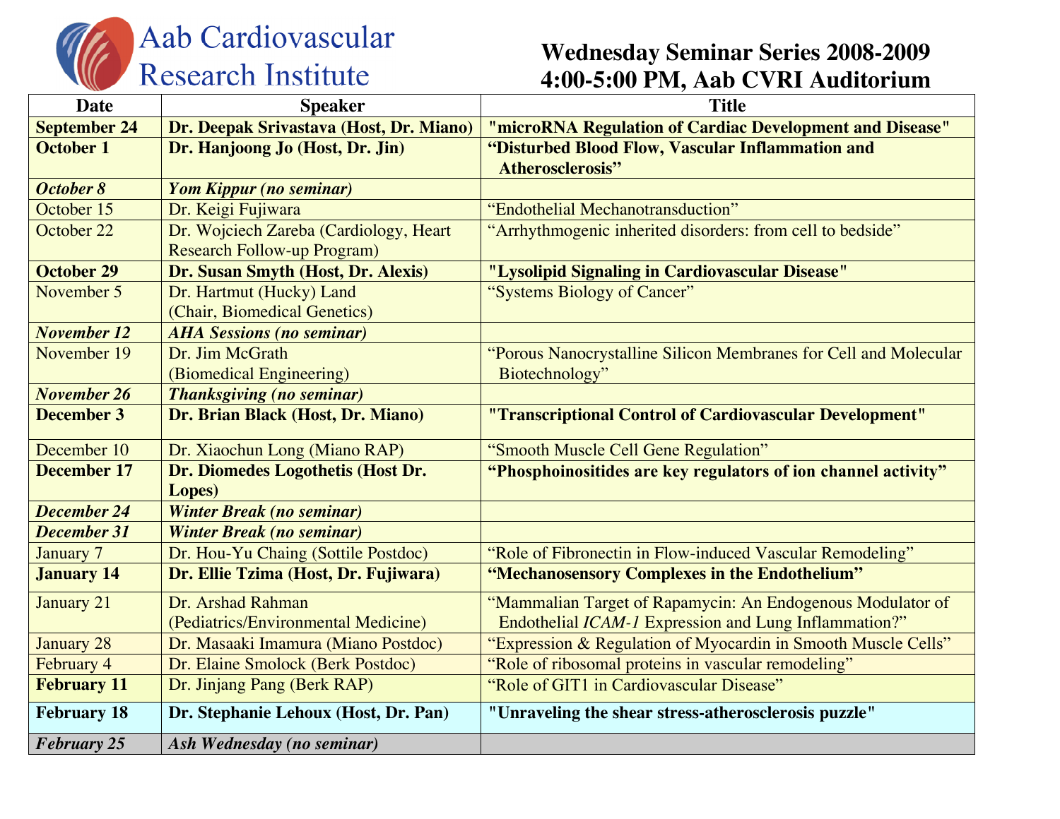# Aab Cardiovascular Research Institute

## Wednesday Seminar Series 2008-2009
## 4:00-5:00 PM, Aab CVRI Auditorium

| Date | Speaker | Title |
|---|---|---|
| **September 24** | **Dr. Deepak Srivastava (Host, Dr. Miano)** | **"microRNA Regulation of Cardiac Development and Disease"** |
| **October 1** | **Dr. Hanjoong Jo (Host, Dr. Jin)** | **"Disturbed Blood Flow, Vascular Inflammation and Atherosclerosis"** |
| ***October 8*** | ***Yom Kippur (no seminar)*** | |
| October 15 | Dr. Keigi Fujiwara | "Endothelial Mechanotransduction" |
| October 22 | Dr. Wojciech Zareba (Cardiology, Heart Research Follow-up Program) | "Arrhythmogenic inherited disorders: from cell to bedside" |
| **October 29** | **Dr. Susan Smyth (Host, Dr. Alexis)** | **"Lysolipid Signaling in Cardiovascular Disease"** |
| November 5 | Dr. Hartmut (Hucky) Land (Chair, Biomedical Genetics) | "Systems Biology of Cancer" |
| ***November 12*** | ***AHA Sessions (no seminar)*** | |
| November 19 | Dr. Jim McGrath (Biomedical Engineering) | "Porous Nanocrystalline Silicon Membranes for Cell and Molecular Biotechnology" |
| ***November 26*** | ***Thanksgiving (no seminar)*** | |
| **December 3** | **Dr. Brian Black (Host, Dr. Miano)** | **"Transcriptional Control of Cardiovascular Development"** |
| December 10 | Dr. Xiaochun Long (Miano RAP) | "Smooth Muscle Cell Gene Regulation" |
| **December 17** | **Dr. Diomedes Logothetis (Host Dr. Lopes)** | **"Phosphoinositides are key regulators of ion channel activity"** |
| ***December 24*** | ***Winter Break (no seminar)*** | |
| ***December 31*** | ***Winter Break (no seminar)*** | |
| January 7 | Dr. Hou-Yu Chaing (Sottile Postdoc) | "Role of Fibronectin in Flow-induced Vascular Remodeling" |
| **January 14** | **Dr. Ellie Tzima (Host, Dr. Fujiwara)** | **"Mechanosensory Complexes in the Endothelium"** |
| January 21 | Dr. Arshad Rahman (Pediatrics/Environmental Medicine) | "Mammalian Target of Rapamycin: An Endogenous Modulator of Endothelial *ICAM-1* Expression and Lung Inflammation?" |
| January 28 | Dr. Masaaki Imamura (Miano Postdoc) | "Expression & Regulation of Myocardin in Smooth Muscle Cells" |
| February 4 | Dr. Elaine Smolock (Berk Postdoc) | "Role of ribosomal proteins in vascular remodeling" |
| **February 11** | Dr. Jinjang Pang (Berk RAP) | "Role of GIT1 in Cardiovascular Disease" |
| **February 18** | **Dr. Stephanie Lehoux (Host, Dr. Pan)** | **"Unraveling the shear stress-atherosclerosis puzzle"** |
| ***February 25*** | ***Ash Wednesday (no seminar)*** | |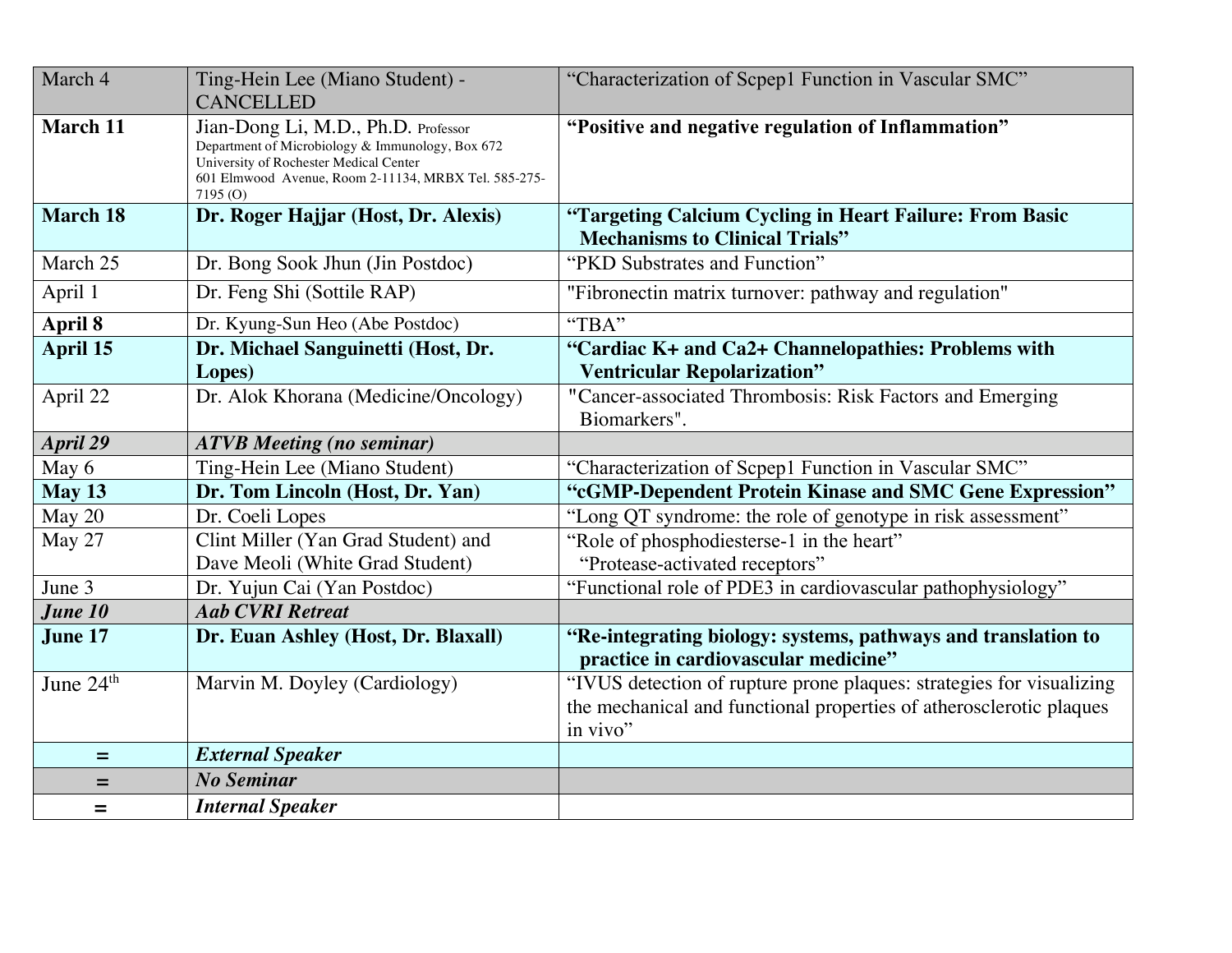| | | |
|---|---|---|
| March 4 | Ting-Hein Lee (Miano Student) - CANCELLED | "Characterization of Scpep1 Function in Vascular SMC" |
| **March 11** | Jian-Dong Li, M.D., Ph.D. Professor Department of Microbiology & Immunology, Box 672 University of Rochester Medical Center 601 Elmwood Avenue, Room 2-11134, MRBX Tel. 585-275-7195 (O) | **"Positive and negative regulation of Inflammation"** |
| **March 18** | **Dr. Roger Hajjar (Host, Dr. Alexis)** | **"Targeting Calcium Cycling in Heart Failure: From Basic Mechanisms to Clinical Trials"** |
| March 25 | Dr. Bong Sook Jhun (Jin Postdoc) | "PKD Substrates and Function" |
| April 1 | Dr. Feng Shi (Sottile RAP) | "Fibronectin matrix turnover: pathway and regulation" |
| **April 8** | Dr. Kyung-Sun Heo (Abe Postdoc) | "TBA" |
| **April 15** | **Dr. Michael Sanguinetti (Host, Dr. Lopes)** | **"Cardiac K+ and Ca2+ Channelopathies: Problems with Ventricular Repolarization"** |
| April 22 | Dr. Alok Khorana (Medicine/Oncology) | "Cancer-associated Thrombosis: Risk Factors and Emerging Biomarkers". |
| ***April 29*** | ***ATVB Meeting (no seminar)*** | |
| May 6 | Ting-Hein Lee (Miano Student) | "Characterization of Scpep1 Function in Vascular SMC" |
| **May 13** | **Dr. Tom Lincoln (Host, Dr. Yan)** | **"cGMP-Dependent Protein Kinase and SMC Gene Expression"** |
| May 20 | Dr. Coeli Lopes | "Long QT syndrome: the role of genotype in risk assessment" |
| May 27 | Clint Miller (Yan Grad Student) and Dave Meoli (White Grad Student) | "Role of phosphodiesterse-1 in the heart" "Protease-activated receptors" |
| June 3 | Dr. Yujun Cai (Yan Postdoc) | "Functional role of PDE3 in cardiovascular pathophysiology" |
| ***June 10*** | ***Aab CVRI Retreat*** | |
| **June 17** | **Dr. Euan Ashley (Host, Dr. Blaxall)** | **"Re-integrating biology: systems, pathways and translation to practice in cardiovascular medicine"** |
| June 24th | Marvin M. Doyley (Cardiology) | "IVUS detection of rupture prone plaques: strategies for visualizing the mechanical and functional properties of atherosclerotic plaques in vivo" |
| **=** | ***External Speaker*** | |
| **=** | ***No Seminar*** | |
| **=** | ***Internal Speaker*** | |